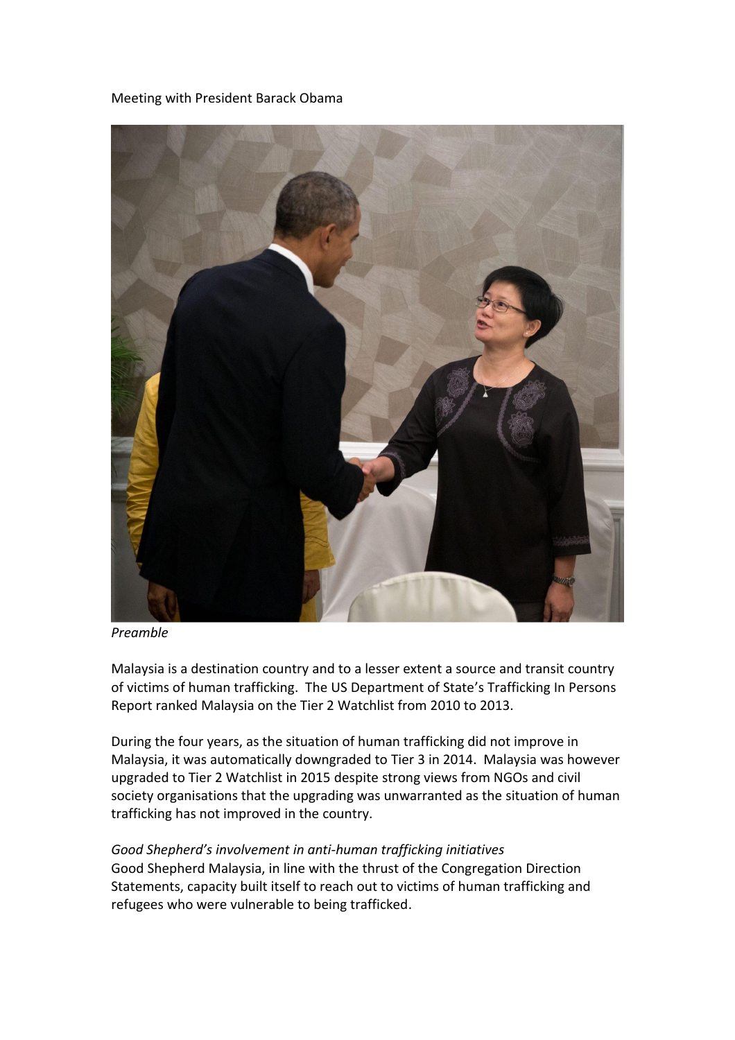Meeting with President Barack Obama

*Preamble*

Malaysia is a destination country and to a lesser extent a source and transit country of victims of human trafficking. The US Department of State's Trafficking In Persons Report ranked Malaysia on the Tier 2 Watchlist from 2010 to 2013.

During the four years, as the situation of human trafficking did not improve in Malaysia, it was automatically downgraded to Tier 3 in 2014. Malaysia was however upgraded to Tier 2 Watchlist in 2015 despite strong views from NGOs and civil society organisations that the upgrading was unwarranted as the situation of human trafficking has not improved in the country.

*Good Shepherd's involvement in anti-human trafficking initiatives*

Good Shepherd Malaysia, in line with the thrust of the Congregation Direction Statements, capacity built itself to reach out to victims of human trafficking and refugees who were vulnerable to being trafficked.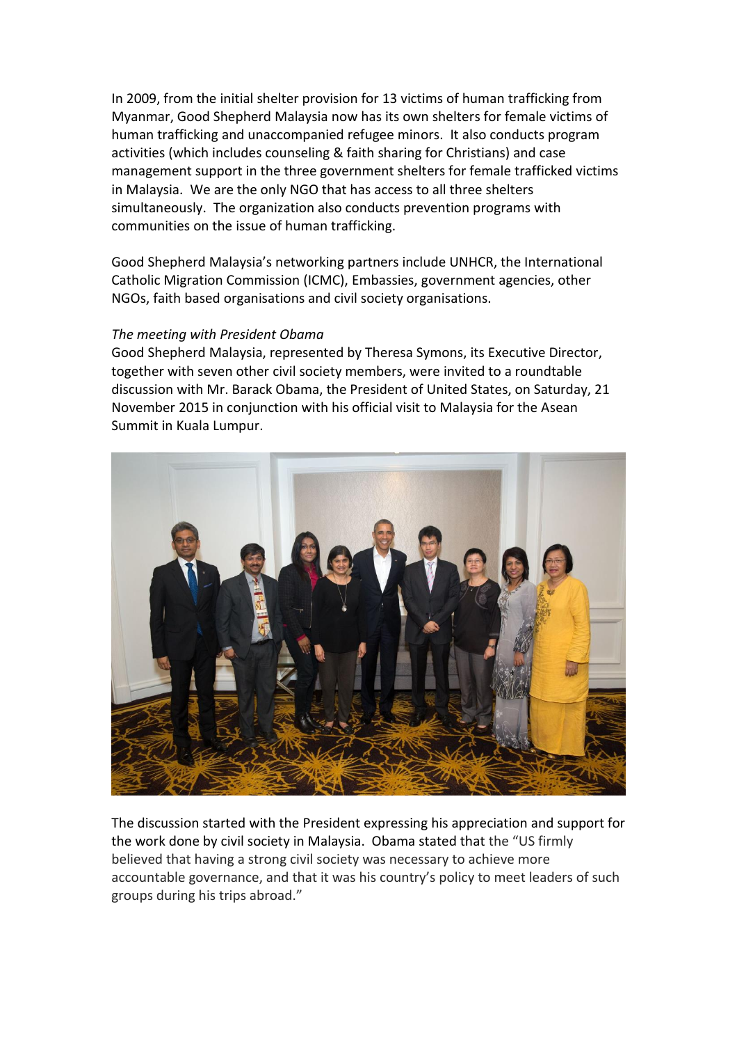In 2009, from the initial shelter provision for 13 victims of human trafficking from Myanmar, Good Shepherd Malaysia now has its own shelters for female victims of human trafficking and unaccompanied refugee minors. It also conducts program activities (which includes counseling & faith sharing for Christians) and case management support in the three government shelters for female trafficked victims in Malaysia. We are the only NGO that has access to all three shelters simultaneously. The organization also conducts prevention programs with communities on the issue of human trafficking.

Good Shepherd Malaysia's networking partners include UNHCR, the International Catholic Migration Commission (ICMC), Embassies, government agencies, other NGOs, faith based organisations and civil society organisations.

*The meeting with President Obama*

Good Shepherd Malaysia, represented by Theresa Symons, its Executive Director, together with seven other civil society members, were invited to a roundtable discussion with Mr. Barack Obama, the President of United States, on Saturday, 21 November 2015 in conjunction with his official visit to Malaysia for the Asean Summit in Kuala Lumpur.

The discussion started with the President expressing his appreciation and support for the work done by civil society in Malaysia. Obama stated that the "US firmly believed that having a strong civil society was necessary to achieve more accountable governance, and that it was his country's policy to meet leaders of such groups during his trips abroad."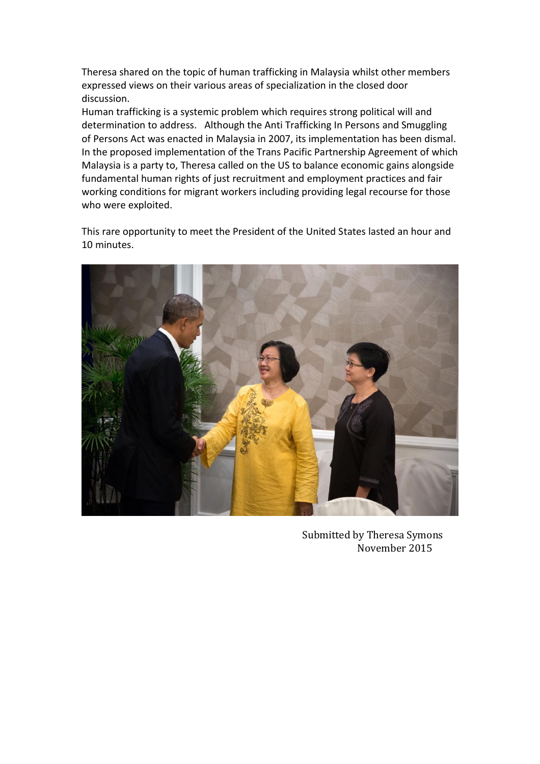Theresa shared on the topic of human trafficking in Malaysia whilst other members expressed views on their various areas of specialization in the closed door discussion.

Human trafficking is a systemic problem which requires strong political will and determination to address. Although the Anti Trafficking In Persons and Smuggling of Persons Act was enacted in Malaysia in 2007, its implementation has been dismal. In the proposed implementation of the Trans Pacific Partnership Agreement of which Malaysia is a party to, Theresa called on the US to balance economic gains alongside fundamental human rights of just recruitment and employment practices and fair working conditions for migrant workers including providing legal recourse for those who were exploited.

This rare opportunity to meet the President of the United States lasted an hour and 10 minutes.

Submitted by Theresa Symons
November 2015